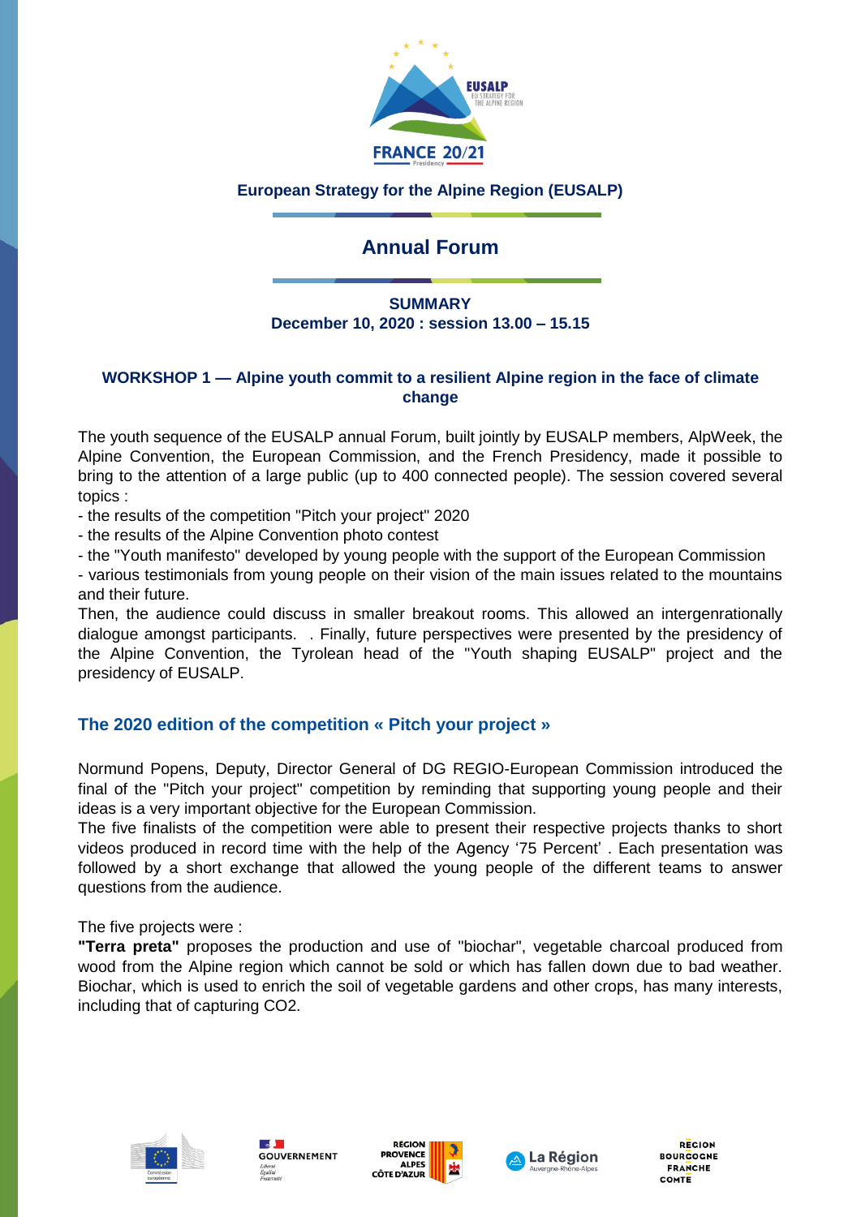**European Strategy for the Alpine Region (EUSALP)**

# Annual Forum

**SUMMARY**
**December 10, 2020 : session 13.00 – 15.15**

## WORKSHOP 1 — Alpine youth commit to a resilient Alpine region in the face of climate change

The youth sequence of the EUSALP annual Forum, built jointly by EUSALP members, AlpWeek, the Alpine Convention, the European Commission, and the French Presidency, made it possible to bring to the attention of a large public (up to 400 connected people). The session covered several topics :

- the results of the competition "Pitch your project" 2020
- the results of the Alpine Convention photo contest
- the "Youth manifesto" developed by young people with the support of the European Commission
- various testimonials from young people on their vision of the main issues related to the mountains and their future.

Then, the audience could discuss in smaller breakout rooms. This allowed an intergenrationally dialogue amongst participants. . Finally, future perspectives were presented by the presidency of the Alpine Convention, the Tyrolean head of the "Youth shaping EUSALP" project and the presidency of EUSALP.

### The 2020 edition of the competition « Pitch your project »

Normund Popens, Deputy, Director General of DG REGIO-European Commission introduced the final of the "Pitch your project" competition by reminding that supporting young people and their ideas is a very important objective for the European Commission.
The five finalists of the competition were able to present their respective projects thanks to short videos produced in record time with the help of the Agency '75 Percent' . Each presentation was followed by a short exchange that allowed the young people of the different teams to answer questions from the audience.

The five projects were :
**"Terra preta"** proposes the production and use of "biochar", vegetable charcoal produced from wood from the Alpine region which cannot be sold or which has fallen down due to bad weather. Biochar, which is used to enrich the soil of vegetable gardens and other crops, has many interests, including that of capturing CO2.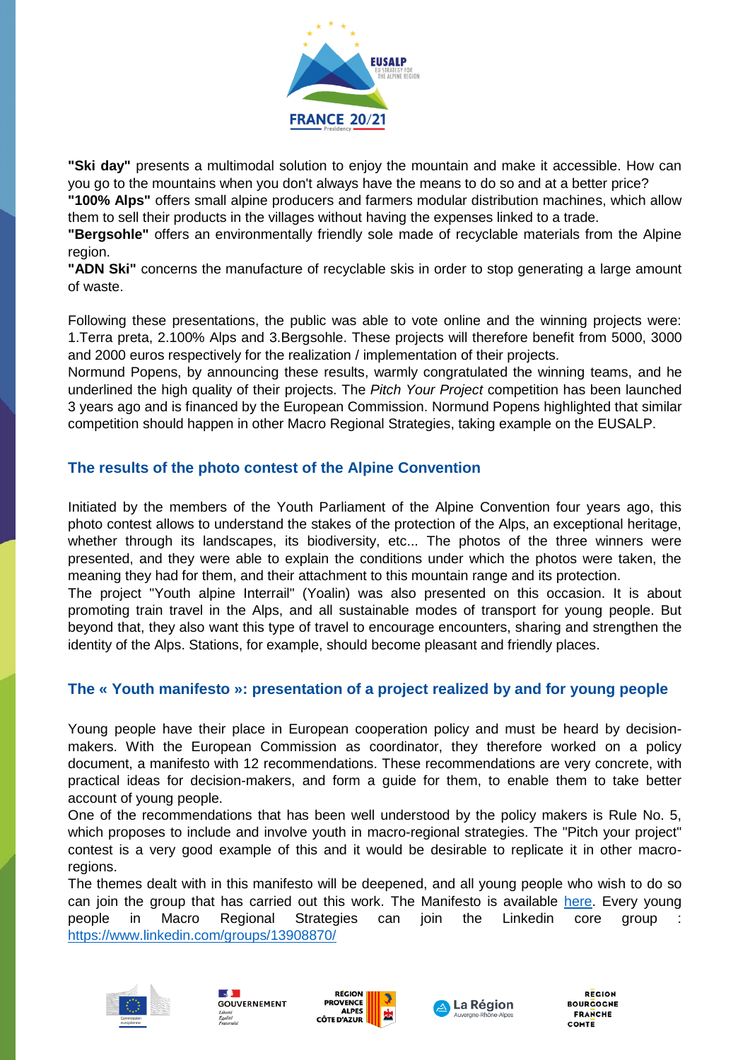**"Ski day"** presents a multimodal solution to enjoy the mountain and make it accessible. How can you go to the mountains when you don't always have the means to do so and at a better price?
**"100% Alps"** offers small alpine producers and farmers modular distribution machines, which allow them to sell their products in the villages without having the expenses linked to a trade.
**"Bergsohle"** offers an environmentally friendly sole made of recyclable materials from the Alpine region.
**"ADN Ski"** concerns the manufacture of recyclable skis in order to stop generating a large amount of waste.

Following these presentations, the public was able to vote online and the winning projects were: 1.Terra preta, 2.100% Alps and 3.Bergsohle. These projects will therefore benefit from 5000, 3000 and 2000 euros respectively for the realization / implementation of their projects.
Normund Popens, by announcing these results, warmly congratulated the winning teams, and he underlined the high quality of their projects. The *Pitch Your Project* competition has been launched 3 years ago and is financed by the European Commission. Normund Popens highlighted that similar competition should happen in other Macro Regional Strategies, taking example on the EUSALP.

## The results of the photo contest of the Alpine Convention

Initiated by the members of the Youth Parliament of the Alpine Convention four years ago, this photo contest allows to understand the stakes of the protection of the Alps, an exceptional heritage, whether through its landscapes, its biodiversity, etc... The photos of the three winners were presented, and they were able to explain the conditions under which the photos were taken, the meaning they had for them, and their attachment to this mountain range and its protection.
The project "Youth alpine Interrail" (Yoalin) was also presented on this occasion. It is about promoting train travel in the Alps, and all sustainable modes of transport for young people. But beyond that, they also want this type of travel to encourage encounters, sharing and strengthen the identity of the Alps. Stations, for example, should become pleasant and friendly places.

## The « Youth manifesto »: presentation of a project realized by and for young people

Young people have their place in European cooperation policy and must be heard by decision-makers. With the European Commission as coordinator, they therefore worked on a policy document, a manifesto with 12 recommendations. These recommendations are very concrete, with practical ideas for decision-makers, and form a guide for them, to enable them to take better account of young people.
One of the recommendations that has been well understood by the policy makers is Rule No. 5, which proposes to include and involve youth in macro-regional strategies. The "Pitch your project" contest is a very good example of this and it would be desirable to replicate it in other macro-regions.
The themes dealt with in this manifesto will be deepened, and all young people who wish to do so can join the group that has carried out this work. The Manifesto is available here. Every young people in Macro Regional Strategies can join the Linkedin core group : https://www.linkedin.com/groups/13908870/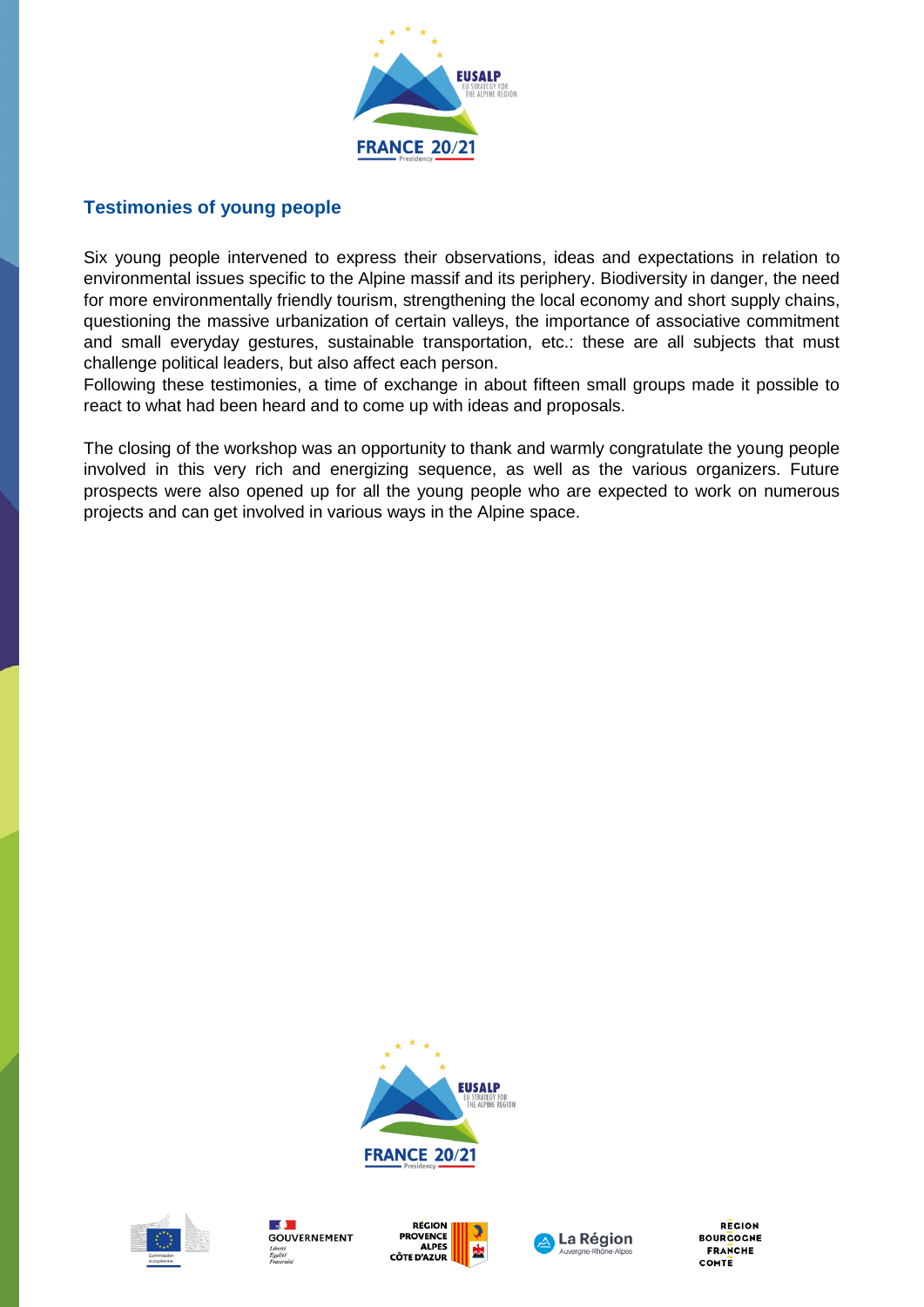## Testimonies of young people

Six young people intervened to express their observations, ideas and expectations in relation to environmental issues specific to the Alpine massif and its periphery. Biodiversity in danger, the need for more environmentally friendly tourism, strengthening the local economy and short supply chains, questioning the massive urbanization of certain valleys, the importance of associative commitment and small everyday gestures, sustainable transportation, etc.: these are all subjects that must challenge political leaders, but also affect each person.
Following these testimonies, a time of exchange in about fifteen small groups made it possible to react to what had been heard and to come up with ideas and proposals.

The closing of the workshop was an opportunity to thank and warmly congratulate the young people involved in this very rich and energizing sequence, as well as the various organizers. Future prospects were also opened up for all the young people who are expected to work on numerous projects and can get involved in various ways in the Alpine space.